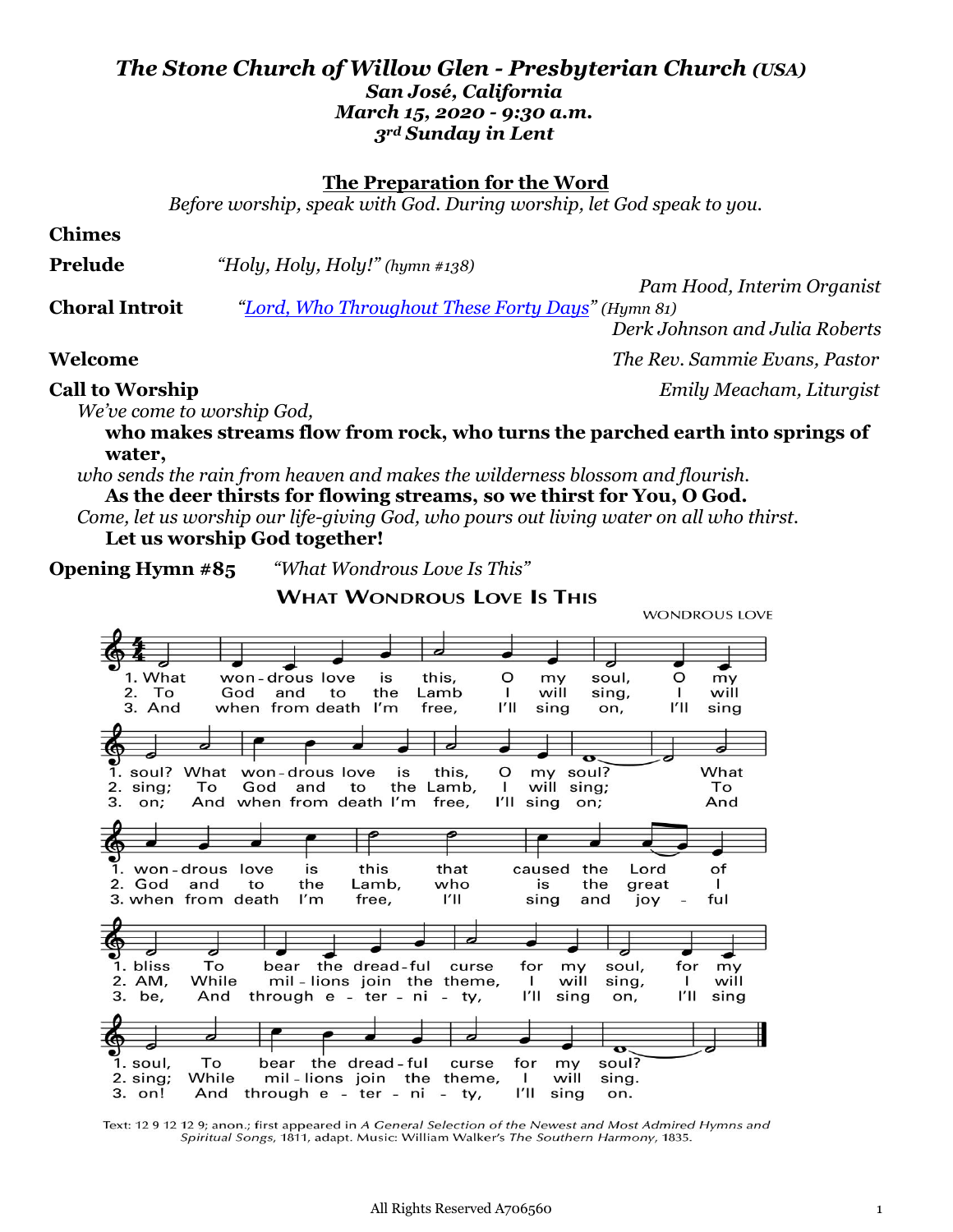# *The Stone Church of Willow Glen - Presbyterian Church (USA)*
### *San José, California*
### *March 15, 2020 - 9:30 a.m.*
### *3rd Sunday in Lent*

## The Preparation for the Word

*Before worship, speak with God. During worship, let God speak to you.*

**Chimes**

**Prelude** *"Holy, Holy, Holy!" (hymn #138)*
*Pam Hood, Interim Organist*

**Choral Introit** *"Lord, Who Throughout These Forty Days" (Hymn 81)*
*Derk Johnson and Julia Roberts*

**Welcome** *The Rev. Sammie Evans, Pastor*

**Call to Worship** *Emily Meacham, Liturgist*

*We've come to worship God,*
**who makes streams flow from rock, who turns the parched earth into springs of water,**
*who sends the rain from heaven and makes the wilderness blossom and flourish.*
**As the deer thirsts for flowing streams, so we thirst for You, O God.**
*Come, let us worship our life-giving God, who pours out living water on all who thirst.*
**Let us worship God together!**

**Opening Hymn #85** *"What Wondrous Love Is This"*

**WHAT WONDROUS LOVE IS THIS**

WONDROUS LOVE

1. What wondrous love is this, O my soul, O my soul? What wondrous love is this, O my soul? What wondrous love is this that caused the Lord of bliss To bear the dreadful curse for my soul, for my soul, To bear the dreadful curse for my soul?

2. To God and to the Lamb I will sing; I will sing; To God and to the Lamb, I will sing; To God and to the Lamb, who is the great I AM, While millions join the theme, I will sing, I will sing; While millions join the theme, I will sing.

3. And when from death I'm free, I'll sing on, I'll sing on; And when from death I'm free, I'll sing on; And when from death I'm free, I'll sing and joyful be, And through eternity, I'll sing on, I'll sing on! And through eternity, I'll sing on.

Text: 12 9 12 12 9; anon.; first appeared in *A General Selection of the Newest and Most Admired Hymns and Spiritual Songs*, 1811, adapt. Music: William Walker's *The Southern Harmony*, 1835.

All Rights Reserved A706560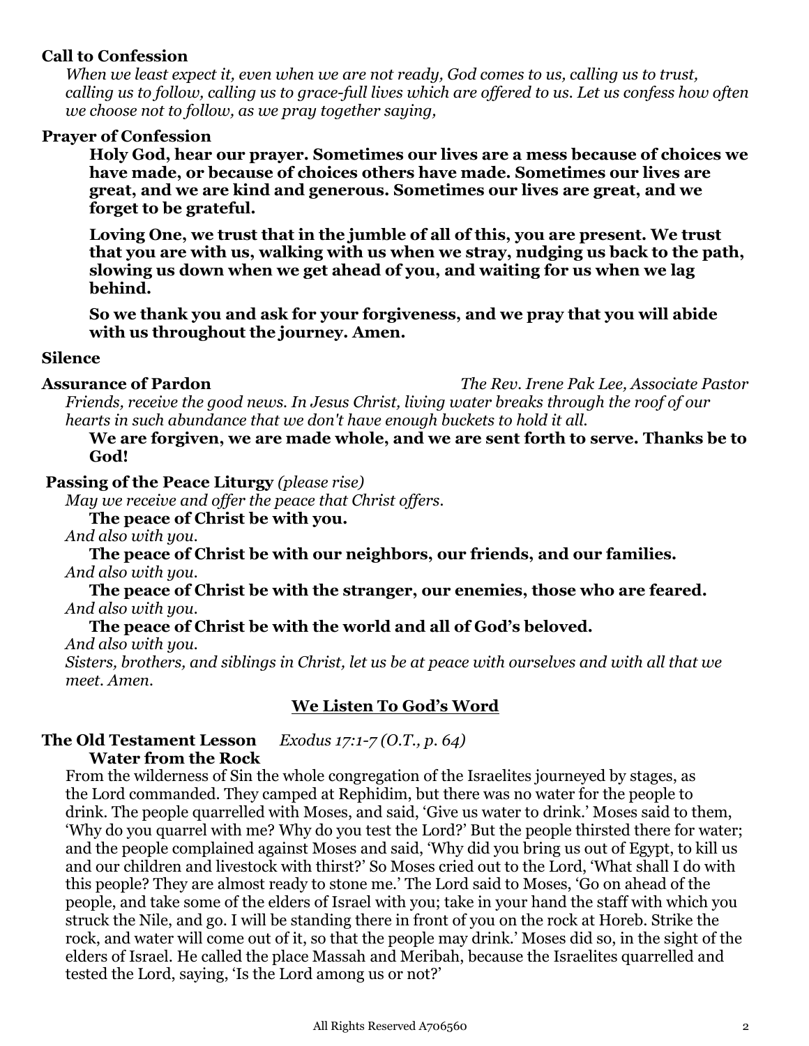**Call to Confession**

*When we least expect it, even when we are not ready, God comes to us, calling us to trust, calling us to follow, calling us to grace-full lives which are offered to us. Let us confess how often we choose not to follow, as we pray together saying,*

**Prayer of Confession**

**Holy God, hear our prayer. Sometimes our lives are a mess because of choices we have made, or because of choices others have made. Sometimes our lives are great, and we are kind and generous. Sometimes our lives are great, and we forget to be grateful.**

**Loving One, we trust that in the jumble of all of this, you are present. We trust that you are with us, walking with us when we stray, nudging us back to the path, slowing us down when we get ahead of you, and waiting for us when we lag behind.**

**So we thank you and ask for your forgiveness, and we pray that you will abide with us throughout the journey. Amen.**

**Silence**

**Assurance of Pardon** *The Rev. Irene Pak Lee, Associate Pastor*

*Friends, receive the good news. In Jesus Christ, living water breaks through the roof of our hearts in such abundance that we don't have enough buckets to hold it all.*

**We are forgiven, we are made whole, and we are sent forth to serve. Thanks be to God!**

**Passing of the Peace Liturgy** *(please rise)*

*May we receive and offer the peace that Christ offers.*

**The peace of Christ be with you.**

*And also with you.*

**The peace of Christ be with our neighbors, our friends, and our families.**

*And also with you.*

**The peace of Christ be with the stranger, our enemies, those who are feared.**

*And also with you.*

**The peace of Christ be with the world and all of God's beloved.**

*And also with you.*

*Sisters, brothers, and siblings in Christ, let us be at peace with ourselves and with all that we meet. Amen.*

## We Listen To God's Word

**The Old Testament Lesson** *Exodus 17:1-7 (O.T., p. 64)*

**Water from the Rock**

From the wilderness of Sin the whole congregation of the Israelites journeyed by stages, as the Lord commanded. They camped at Rephidim, but there was no water for the people to drink. The people quarrelled with Moses, and said, 'Give us water to drink.' Moses said to them, 'Why do you quarrel with me? Why do you test the Lord?' But the people thirsted there for water; and the people complained against Moses and said, 'Why did you bring us out of Egypt, to kill us and our children and livestock with thirst?' So Moses cried out to the Lord, 'What shall I do with this people? They are almost ready to stone me.' The Lord said to Moses, 'Go on ahead of the people, and take some of the elders of Israel with you; take in your hand the staff with which you struck the Nile, and go. I will be standing there in front of you on the rock at Horeb. Strike the rock, and water will come out of it, so that the people may drink.' Moses did so, in the sight of the elders of Israel. He called the place Massah and Meribah, because the Israelites quarrelled and tested the Lord, saying, 'Is the Lord among us or not?'

All Rights Reserved A706560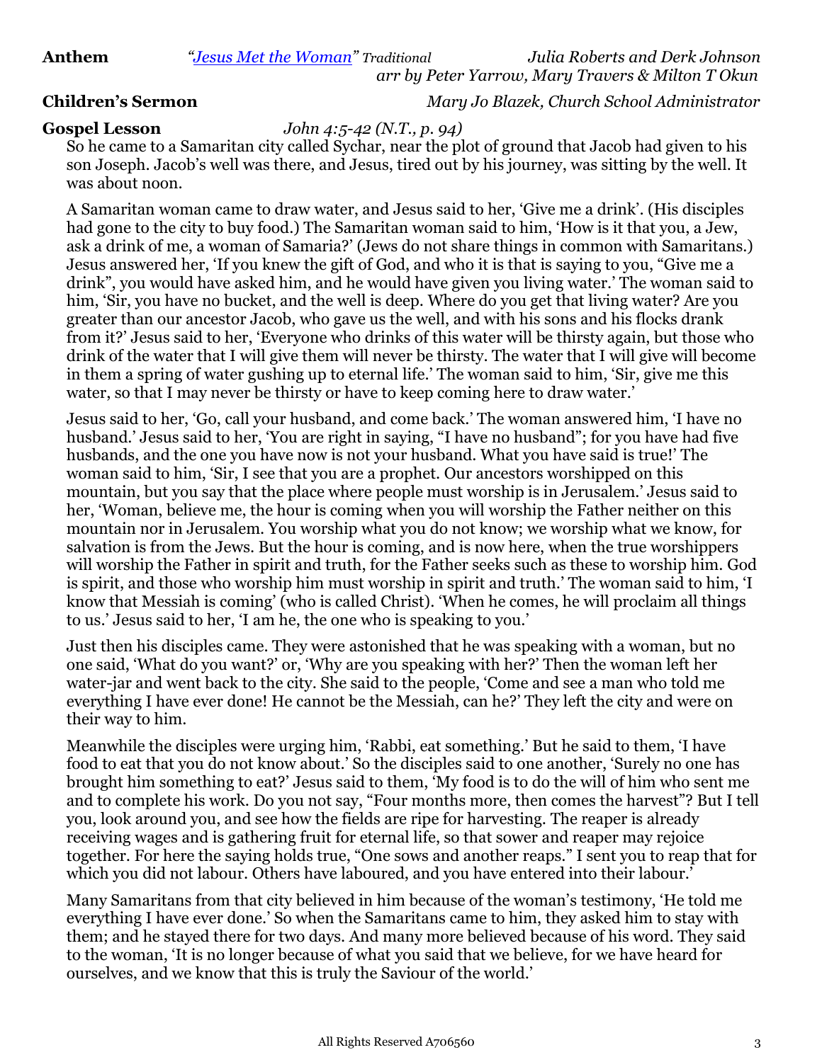**Anthem** *"Jesus Met the Woman" Traditional* *Julia Roberts and Derk Johnson*
*arr by Peter Yarrow, Mary Travers & Milton T Okun*

**Children's Sermon** *Mary Jo Blazek, Church School Administrator*

**Gospel Lesson** *John 4:5-42 (N.T., p. 94)*

So he came to a Samaritan city called Sychar, near the plot of ground that Jacob had given to his son Joseph. Jacob's well was there, and Jesus, tired out by his journey, was sitting by the well. It was about noon.

A Samaritan woman came to draw water, and Jesus said to her, 'Give me a drink'. (His disciples had gone to the city to buy food.) The Samaritan woman said to him, 'How is it that you, a Jew, ask a drink of me, a woman of Samaria?' (Jews do not share things in common with Samaritans.) Jesus answered her, 'If you knew the gift of God, and who it is that is saying to you, "Give me a drink", you would have asked him, and he would have given you living water.' The woman said to him, 'Sir, you have no bucket, and the well is deep. Where do you get that living water? Are you greater than our ancestor Jacob, who gave us the well, and with his sons and his flocks drank from it?' Jesus said to her, 'Everyone who drinks of this water will be thirsty again, but those who drink of the water that I will give them will never be thirsty. The water that I will give will become in them a spring of water gushing up to eternal life.' The woman said to him, 'Sir, give me this water, so that I may never be thirsty or have to keep coming here to draw water.'

Jesus said to her, 'Go, call your husband, and come back.' The woman answered him, 'I have no husband.' Jesus said to her, 'You are right in saying, "I have no husband"; for you have had five husbands, and the one you have now is not your husband. What you have said is true!' The woman said to him, 'Sir, I see that you are a prophet. Our ancestors worshipped on this mountain, but you say that the place where people must worship is in Jerusalem.' Jesus said to her, 'Woman, believe me, the hour is coming when you will worship the Father neither on this mountain nor in Jerusalem. You worship what you do not know; we worship what we know, for salvation is from the Jews. But the hour is coming, and is now here, when the true worshippers will worship the Father in spirit and truth, for the Father seeks such as these to worship him. God is spirit, and those who worship him must worship in spirit and truth.' The woman said to him, 'I know that Messiah is coming' (who is called Christ). 'When he comes, he will proclaim all things to us.' Jesus said to her, 'I am he, the one who is speaking to you.'

Just then his disciples came. They were astonished that he was speaking with a woman, but no one said, 'What do you want?' or, 'Why are you speaking with her?' Then the woman left her water-jar and went back to the city. She said to the people, 'Come and see a man who told me everything I have ever done! He cannot be the Messiah, can he?' They left the city and were on their way to him.

Meanwhile the disciples were urging him, 'Rabbi, eat something.' But he said to them, 'I have food to eat that you do not know about.' So the disciples said to one another, 'Surely no one has brought him something to eat?' Jesus said to them, 'My food is to do the will of him who sent me and to complete his work. Do you not say, "Four months more, then comes the harvest"? But I tell you, look around you, and see how the fields are ripe for harvesting. The reaper is already receiving wages and is gathering fruit for eternal life, so that sower and reaper may rejoice together. For here the saying holds true, "One sows and another reaps." I sent you to reap that for which you did not labour. Others have laboured, and you have entered into their labour.'

Many Samaritans from that city believed in him because of the woman's testimony, 'He told me everything I have ever done.' So when the Samaritans came to him, they asked him to stay with them; and he stayed there for two days. And many more believed because of his word. They said to the woman, 'It is no longer because of what you said that we believe, for we have heard for ourselves, and we know that this is truly the Saviour of the world.'

All Rights Reserved A706560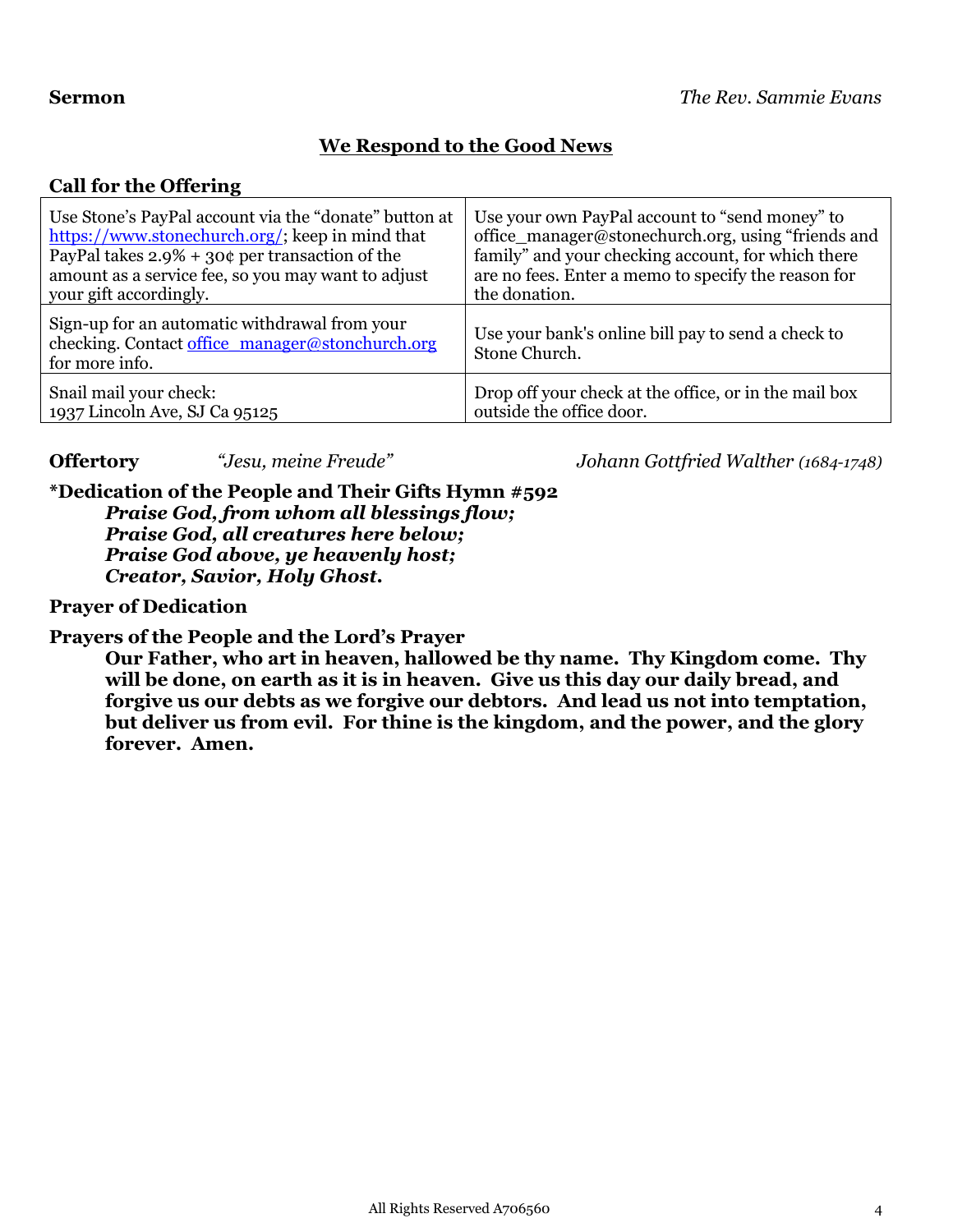**Sermon** *The Rev. Sammie Evans*

## We Respond to the Good News

**Call for the Offering**

| | |
|---|---|
| Use Stone's PayPal account via the "donate" button at https://www.stonechurch.org/; keep in mind that PayPal takes 2.9% + 30¢ per transaction of the amount as a service fee, so you may want to adjust your gift accordingly. | Use your own PayPal account to "send money" to office_manager@stonechurch.org, using "friends and family" and your checking account, for which there are no fees. Enter a memo to specify the reason for the donation. |
| Sign-up for an automatic withdrawal from your checking. Contact office_manager@stonchurch.org for more info. | Use your bank's online bill pay to send a check to Stone Church. |
| Snail mail your check: 1937 Lincoln Ave, SJ Ca 95125 | Drop off your check at the office, or in the mail box outside the office door. |

**Offertory** *"Jesu, meine Freude"* *Johann Gottfried Walther (1684-1748)*

**\*Dedication of the People and Their Gifts Hymn #592**

***Praise God, from whom all blessings flow;***
***Praise God, all creatures here below;***
***Praise God above, ye heavenly host;***
***Creator, Savior, Holy Ghost.***

**Prayer of Dedication**

**Prayers of the People and the Lord's Prayer**

**Our Father, who art in heaven, hallowed be thy name. Thy Kingdom come. Thy will be done, on earth as it is in heaven. Give us this day our daily bread, and forgive us our debts as we forgive our debtors. And lead us not into temptation, but deliver us from evil. For thine is the kingdom, and the power, and the glory forever. Amen.**

All Rights Reserved A706560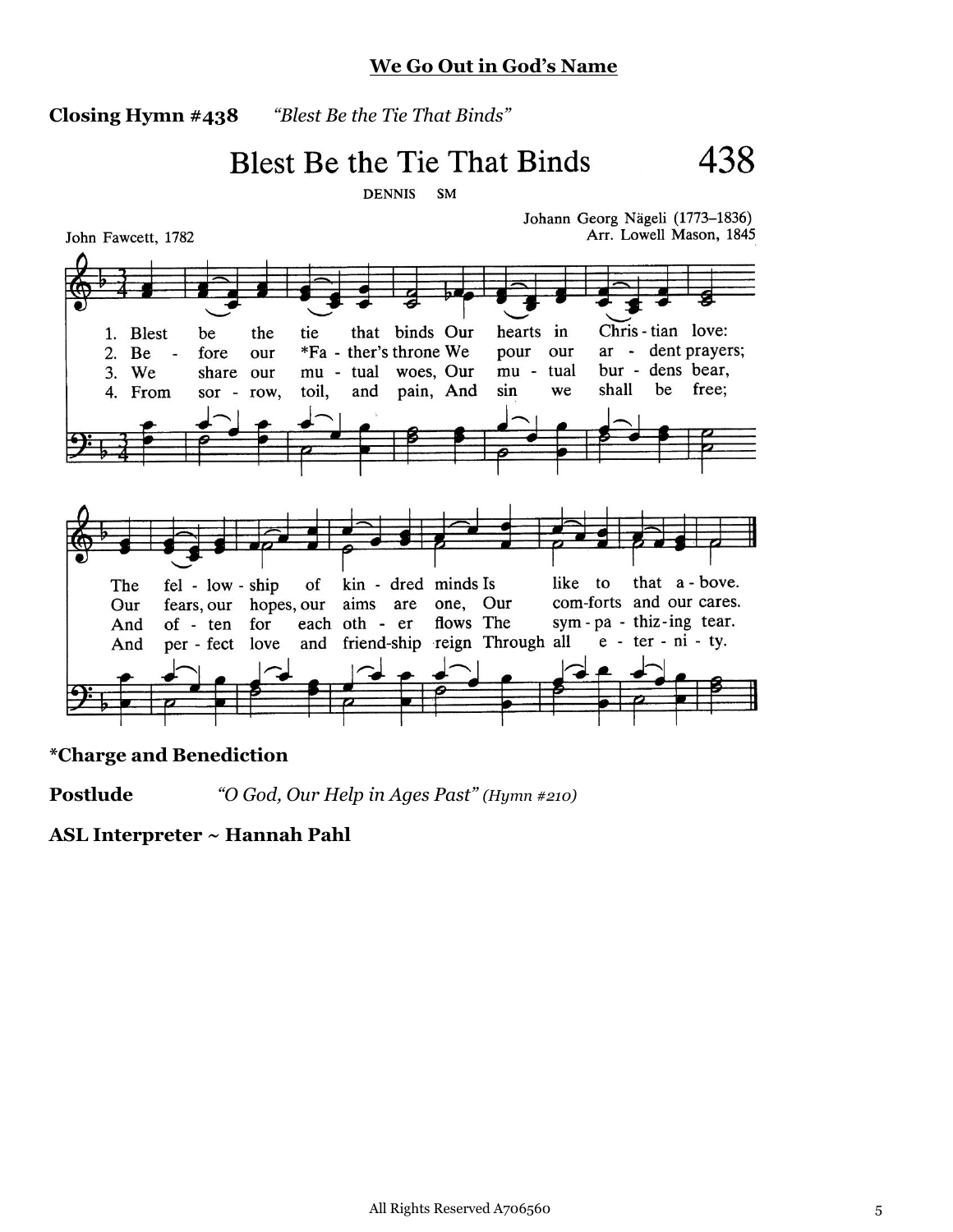# We Go Out in God's Name

**Closing Hymn #438** *"Blest Be the Tie That Binds"*

Blest Be the Tie That Binds 438

DENNIS SM

John Fawcett, 1782

Johann Georg Nägeli (1773–1836)
Arr. Lowell Mason, 1845

1. Blest be the tie that binds Our hearts in Christian love: The fellowship of kindred minds Is like to that above.
2. Before our *Father's throne We pour our ardent prayers; Our fears, our hopes, our aims are one, Our comforts and our cares.
3. We share our mutual woes, Our mutual burdens bear, And often for each other flows The sympathizing tear.
4. From sorrow, toil, and pain, And sin we shall be free; And perfect love and friendship reign Through all eternity.

**\*Charge and Benediction**

**Postlude** *"O God, Our Help in Ages Past" (Hymn #210)*

**ASL Interpreter ~ Hannah Pahl**

All Rights Reserved A706560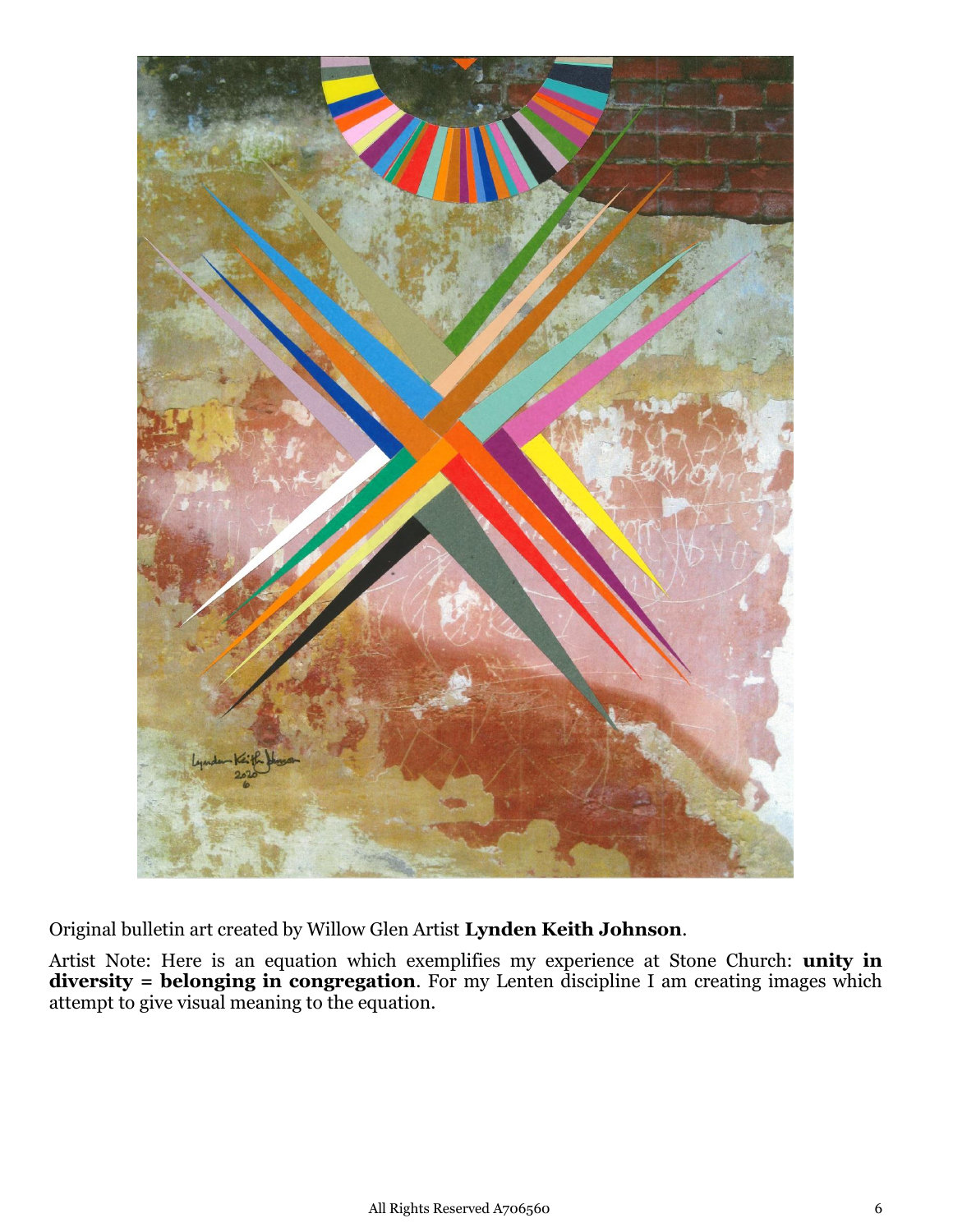Original bulletin art created by Willow Glen Artist **Lynden Keith Johnson**.

Artist Note: Here is an equation which exemplifies my experience at Stone Church: **unity in diversity = belonging in congregation**. For my Lenten discipline I am creating images which attempt to give visual meaning to the equation.

All Rights Reserved A706560